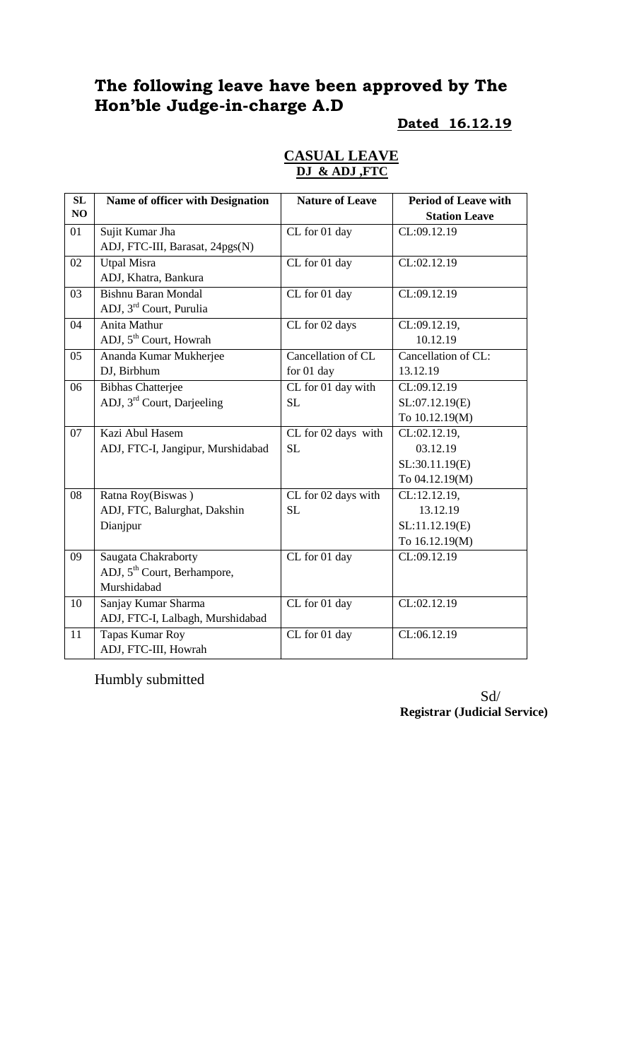# The following leave have been approved by The Hon'ble Judge-in-charge A.D

**Dated 16.12.19**

**CASUAL LEAVE**
**DJ & ADJ ,FTC**

| SL NO | Name of officer with Designation | Nature of Leave | Period of Leave with Station Leave |
|---|---|---|---|
| 01 | Sujit Kumar Jha<br>ADJ, FTC-III, Barasat, 24pgs(N) | CL for 01 day | CL:09.12.19 |
| 02 | Utpal Misra<br>ADJ, Khatra, Bankura | CL for 01 day | CL:02.12.19 |
| 03 | Bishnu Baran Mondal<br>ADJ, 3rd Court, Purulia | CL for 01 day | CL:09.12.19 |
| 04 | Anita Mathur<br>ADJ, 5th Court, Howrah | CL for 02 days | CL:09.12.19, 10.12.19 |
| 05 | Ananda Kumar Mukherjee<br>DJ, Birbhum | Cancellation of CL for 01 day | Cancellation of CL: 13.12.19 |
| 06 | Bibhas Chatterjee<br>ADJ, 3rd Court, Darjeeling | CL for 01 day with SL | CL:09.12.19<br>SL:07.12.19(E)<br>To 10.12.19(M) |
| 07 | Kazi Abul Hasem<br>ADJ, FTC-I, Jangipur, Murshidabad | CL for 02 days with SL | CL:02.12.19, 03.12.19<br>SL:30.11.19(E)<br>To 04.12.19(M) |
| 08 | Ratna Roy(Biswas )<br>ADJ, FTC, Balurghat, Dakshin Dianjpur | CL for 02 days with SL | CL:12.12.19, 13.12.19<br>SL:11.12.19(E)<br>To 16.12.19(M) |
| 09 | Saugata Chakraborty<br>ADJ, 5th Court, Berhampore, Murshidabad | CL for 01 day | CL:09.12.19 |
| 10 | Sanjay Kumar Sharma<br>ADJ, FTC-I, Lalbagh, Murshidabad | CL for 01 day | CL:02.12.19 |
| 11 | Tapas Kumar Roy<br>ADJ, FTC-III, Howrah | CL for 01 day | CL:06.12.19 |

Humbly submitted

Sd/
**Registrar (Judicial Service)**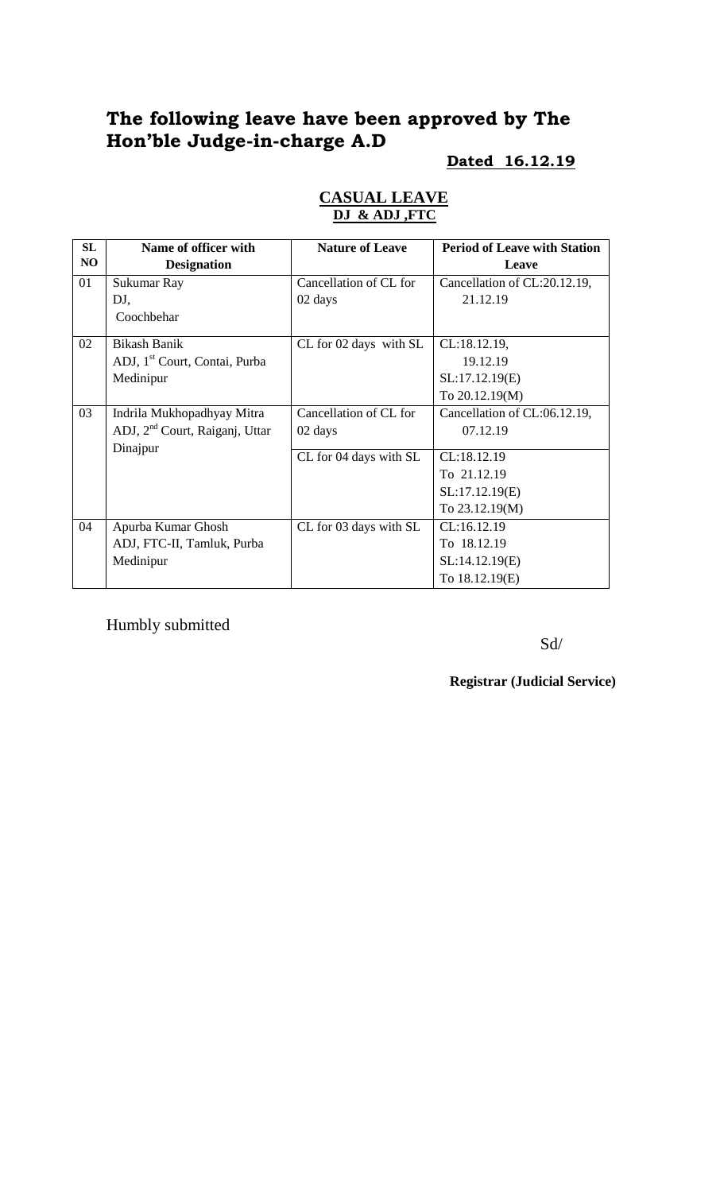# The following leave have been approved by The Hon'ble Judge-in-charge A.D

**Dated 16.12.19**

**CASUAL LEAVE**
**DJ & ADJ ,FTC**

| SL NO | Name of officer with Designation | Nature of Leave | Period of Leave with Station Leave |
|---|---|---|---|
| 01 | Sukumar Ray<br>DJ,<br>Coochbehar | Cancellation of CL for 02 days | Cancellation of CL:20.12.19, 21.12.19 |
| 02 | Bikash Banik<br>ADJ, 1st Court, Contai, Purba Medinipur | CL for 02 days with SL | CL:18.12.19, 19.12.19<br>SL:17.12.19(E)<br>To 20.12.19(M) |
| 03 | Indrila Mukhopadhyay Mitra<br>ADJ, 2nd Court, Raiganj, Uttar Dinajpur | Cancellation of CL for 02 days | Cancellation of CL:06.12.19, 07.12.19 |
| | | CL for 04 days with SL | CL:18.12.19<br>To 21.12.19<br>SL:17.12.19(E)<br>To 23.12.19(M) |
| 04 | Apurba Kumar Ghosh<br>ADJ, FTC-II, Tamluk, Purba Medinipur | CL for 03 days with SL | CL:16.12.19<br>To 18.12.19<br>SL:14.12.19(E)<br>To 18.12.19(E) |

Humbly submitted

Sd/

**Registrar (Judicial Service)**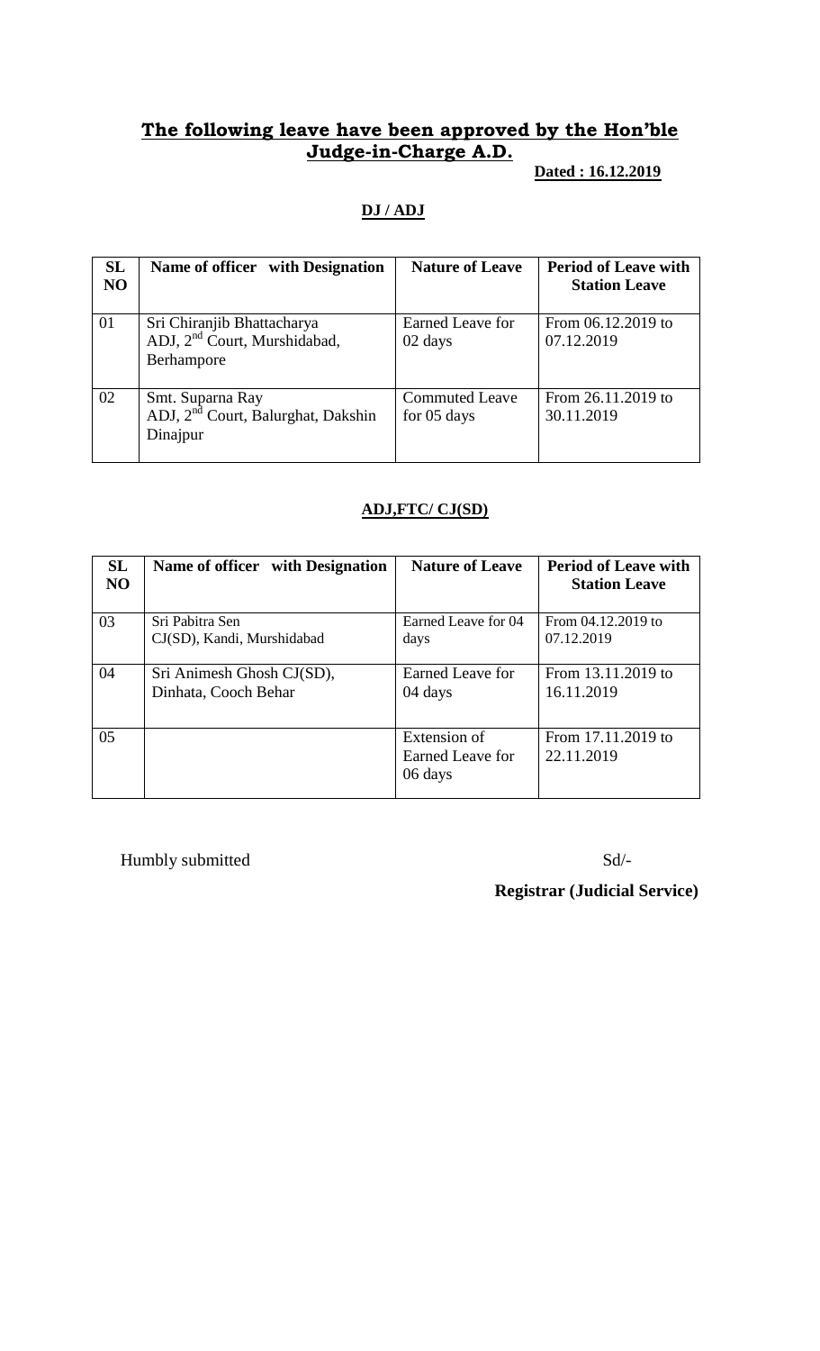## The following leave have been approved by the Hon'ble Judge-in-Charge A.D.

**Dated : 16.12.2019**

**DJ / ADJ**

| SL NO | Name of officer with Designation | Nature of Leave | Period of Leave with Station Leave |
|---|---|---|---|
| 01 | Sri Chiranjib Bhattacharya ADJ, 2nd Court, Murshidabad, Berhampore | Earned Leave for 02 days | From 06.12.2019 to 07.12.2019 |
| 02 | Smt. Suparna Ray ADJ, 2nd Court, Balurghat, Dakshin Dinajpur | Commuted Leave for 05 days | From 26.11.2019 to 30.11.2019 |

**ADJ,FTC/ CJ(SD)**

| SL NO | Name of officer with Designation | Nature of Leave | Period of Leave with Station Leave |
|---|---|---|---|
| 03 | Sri Pabitra Sen CJ(SD), Kandi, Murshidabad | Earned Leave for 04 days | From 04.12.2019 to 07.12.2019 |
| 04 | Sri Animesh Ghosh CJ(SD), Dinhata, Cooch Behar | Earned Leave for 04 days | From 13.11.2019 to 16.11.2019 |
| 05 | | Extension of Earned Leave for 06 days | From 17.11.2019 to 22.11.2019 |

Humbly submitted

Sd/-

**Registrar (Judicial Service)**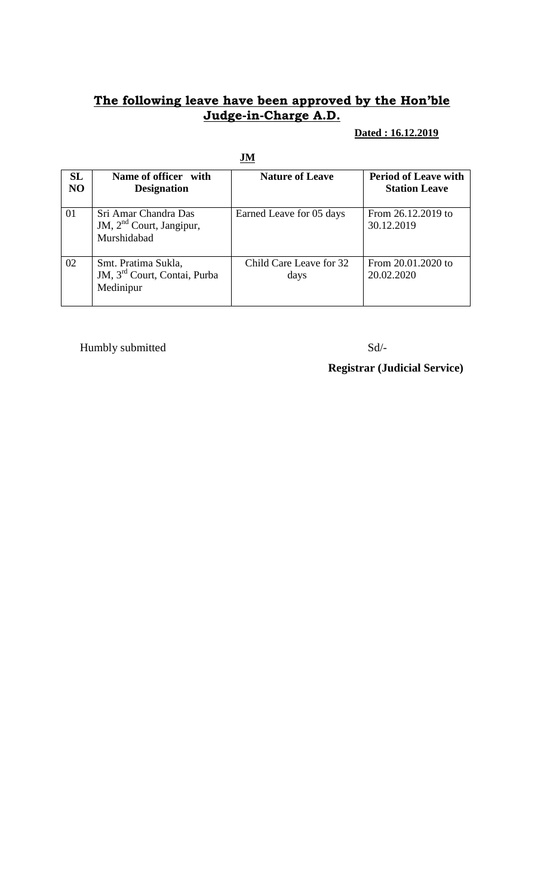## **The following leave have been approved by the Hon'ble Judge-in-Charge A.D.**

**Dated : 16.12.2019**

**JM**

| SL NO | Name of officer with Designation | Nature of Leave | Period of Leave with Station Leave |
|---|---|---|---|
| 01 | Sri Amar Chandra Das JM, 2nd Court, Jangipur, Murshidabad | Earned Leave for 05 days | From 26.12.2019 to 30.12.2019 |
| 02 | Smt. Pratima Sukla, JM, 3rd Court, Contai, Purba Medinipur | Child Care Leave for 32 days | From 20.01.2020 to 20.02.2020 |

Humbly submitted

Sd/-

**Registrar (Judicial Service)**